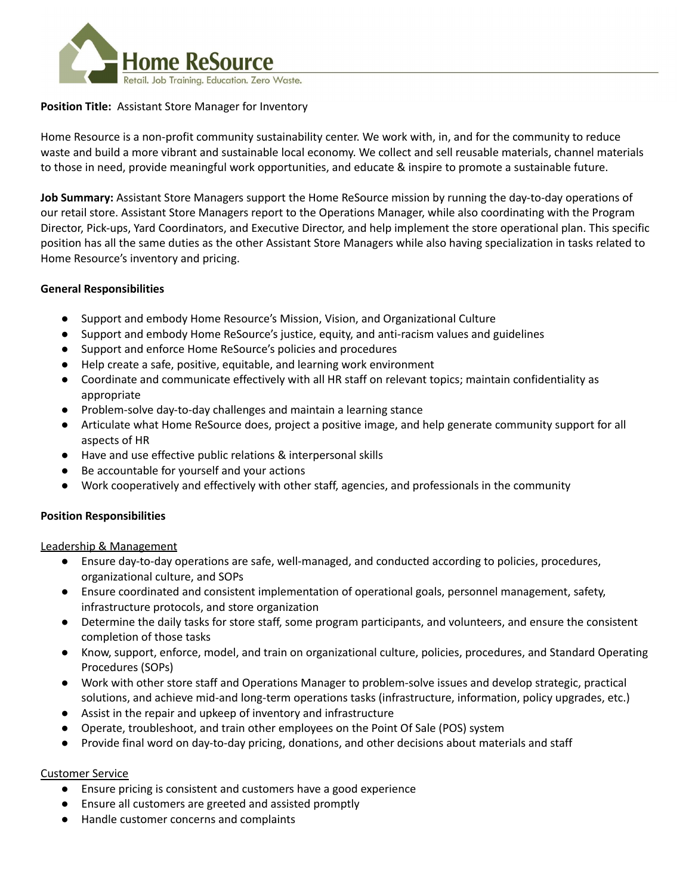Home ReSource

Retail. Job Training. Education. Zero Waste.

**Position Title:** Assistant Store Manager for Inventory

Home Resource is a non-profit community sustainability center. We work with, in, and for the community to reduce waste and build a more vibrant and sustainable local economy. We collect and sell reusable materials, channel materials to those in need, provide meaningful work opportunities, and educate & inspire to promote a sustainable future.

**Job Summary:** Assistant Store Managers support the Home ReSource mission by running the day-to-day operations of our retail store. Assistant Store Managers report to the Operations Manager, while also coordinating with the Program Director, Pick-ups, Yard Coordinators, and Executive Director, and help implement the store operational plan. This specific position has all the same duties as the other Assistant Store Managers while also having specialization in tasks related to Home Resource's inventory and pricing.

**General Responsibilities**

- Support and embody Home Resource's Mission, Vision, and Organizational Culture
- Support and embody Home ReSource's justice, equity, and anti-racism values and guidelines
- Support and enforce Home ReSource's policies and procedures
- Help create a safe, positive, equitable, and learning work environment
- Coordinate and communicate effectively with all HR staff on relevant topics; maintain confidentiality as appropriate
- Problem-solve day-to-day challenges and maintain a learning stance
- Articulate what Home ReSource does, project a positive image, and help generate community support for all aspects of HR
- Have and use effective public relations & interpersonal skills
- Be accountable for yourself and your actions
- Work cooperatively and effectively with other staff, agencies, and professionals in the community

**Position Responsibilities**

<u>Leadership & Management</u>

- Ensure day-to-day operations are safe, well-managed, and conducted according to policies, procedures, organizational culture, and SOPs
- Ensure coordinated and consistent implementation of operational goals, personnel management, safety, infrastructure protocols, and store organization
- Determine the daily tasks for store staff, some program participants, and volunteers, and ensure the consistent completion of those tasks
- Know, support, enforce, model, and train on organizational culture, policies, procedures, and Standard Operating Procedures (SOPs)
- Work with other store staff and Operations Manager to problem-solve issues and develop strategic, practical solutions, and achieve mid-and long-term operations tasks (infrastructure, information, policy upgrades, etc.)
- Assist in the repair and upkeep of inventory and infrastructure
- Operate, troubleshoot, and train other employees on the Point Of Sale (POS) system
- Provide final word on day-to-day pricing, donations, and other decisions about materials and staff

<u>Customer Service</u>

- Ensure pricing is consistent and customers have a good experience
- Ensure all customers are greeted and assisted promptly
- Handle customer concerns and complaints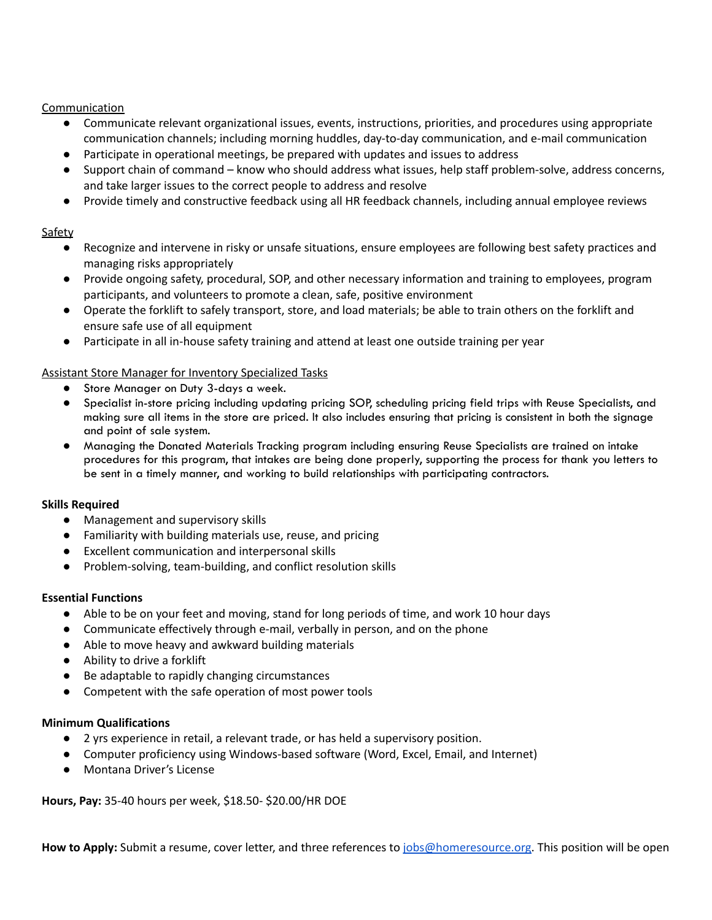Communication

- Communicate relevant organizational issues, events, instructions, priorities, and procedures using appropriate communication channels; including morning huddles, day-to-day communication, and e-mail communication
- Participate in operational meetings, be prepared with updates and issues to address
- Support chain of command – know who should address what issues, help staff problem-solve, address concerns, and take larger issues to the correct people to address and resolve
- Provide timely and constructive feedback using all HR feedback channels, including annual employee reviews

Safety

- Recognize and intervene in risky or unsafe situations, ensure employees are following best safety practices and managing risks appropriately
- Provide ongoing safety, procedural, SOP, and other necessary information and training to employees, program participants, and volunteers to promote a clean, safe, positive environment
- Operate the forklift to safely transport, store, and load materials; be able to train others on the forklift and ensure safe use of all equipment
- Participate in all in-house safety training and attend at least one outside training per year

Assistant Store Manager for Inventory Specialized Tasks

- Store Manager on Duty 3-days a week.
- Specialist in-store pricing including updating pricing SOP, scheduling pricing field trips with Reuse Specialists, and making sure all items in the store are priced. It also includes ensuring that pricing is consistent in both the signage and point of sale system.
- Managing the Donated Materials Tracking program including ensuring Reuse Specialists are trained on intake procedures for this program, that intakes are being done properly, supporting the process for thank you letters to be sent in a timely manner, and working to build relationships with participating contractors.

**Skills Required**

- Management and supervisory skills
- Familiarity with building materials use, reuse, and pricing
- Excellent communication and interpersonal skills
- Problem-solving, team-building, and conflict resolution skills

**Essential Functions**

- Able to be on your feet and moving, stand for long periods of time, and work 10 hour days
- Communicate effectively through e-mail, verbally in person, and on the phone
- Able to move heavy and awkward building materials
- Ability to drive a forklift
- Be adaptable to rapidly changing circumstances
- Competent with the safe operation of most power tools

**Minimum Qualifications**

- 2 yrs experience in retail, a relevant trade, or has held a supervisory position.
- Computer proficiency using Windows-based software (Word, Excel, Email, and Internet)
- Montana Driver's License

**Hours, Pay:** 35-40 hours per week, $18.50- $20.00/HR DOE

**How to Apply:** Submit a resume, cover letter, and three references to [jobs@homeresource.org](mailto:jobs@homeresource.org). This position will be open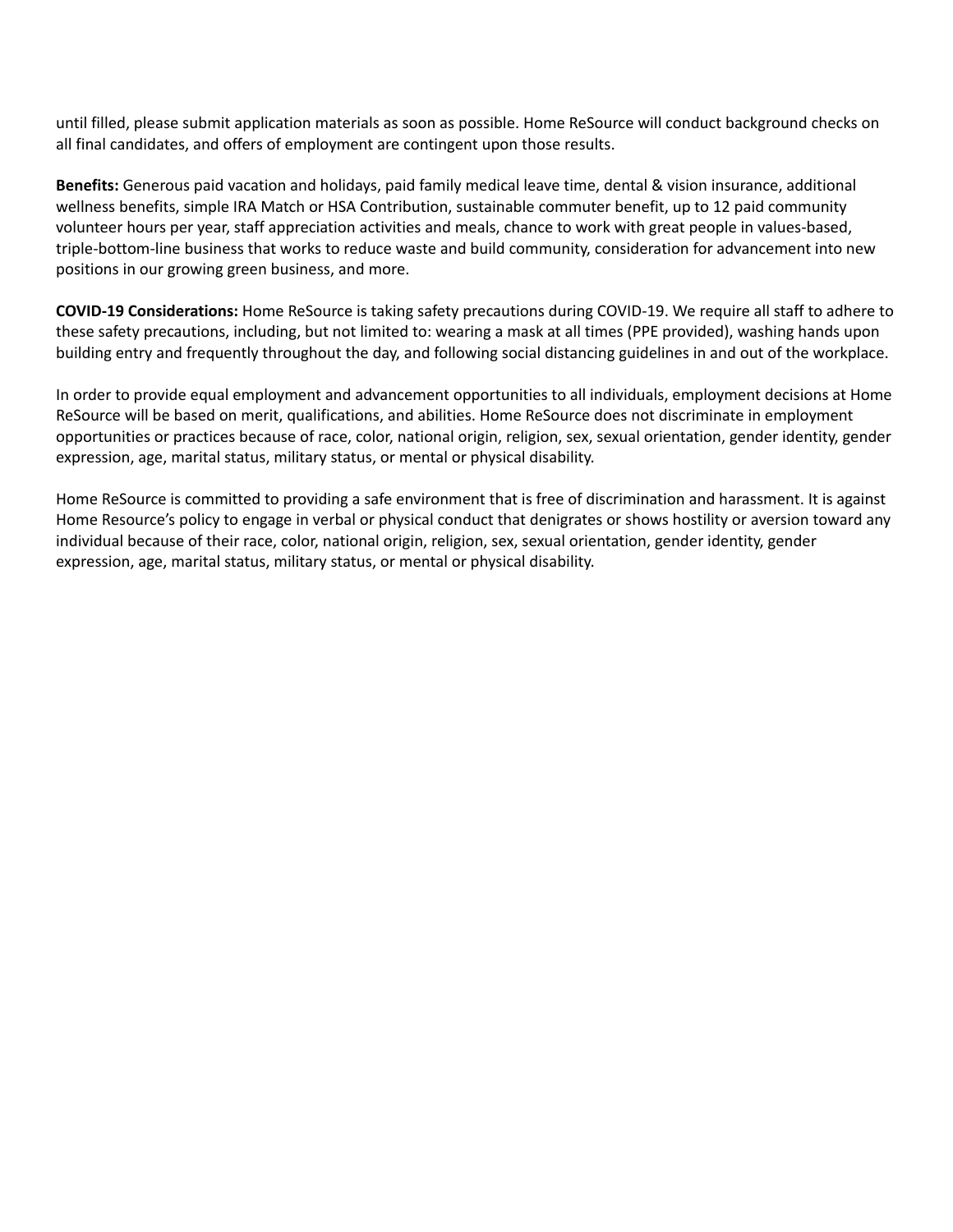until filled, please submit application materials as soon as possible. Home ReSource will conduct background checks on all final candidates, and offers of employment are contingent upon those results.

**Benefits:** Generous paid vacation and holidays, paid family medical leave time, dental & vision insurance, additional wellness benefits, simple IRA Match or HSA Contribution, sustainable commuter benefit, up to 12 paid community volunteer hours per year, staff appreciation activities and meals, chance to work with great people in values-based, triple-bottom-line business that works to reduce waste and build community, consideration for advancement into new positions in our growing green business, and more.

**COVID-19 Considerations:** Home ReSource is taking safety precautions during COVID-19. We require all staff to adhere to these safety precautions, including, but not limited to: wearing a mask at all times (PPE provided), washing hands upon building entry and frequently throughout the day, and following social distancing guidelines in and out of the workplace.

In order to provide equal employment and advancement opportunities to all individuals, employment decisions at Home ReSource will be based on merit, qualifications, and abilities. Home ReSource does not discriminate in employment opportunities or practices because of race, color, national origin, religion, sex, sexual orientation, gender identity, gender expression, age, marital status, military status, or mental or physical disability.

Home ReSource is committed to providing a safe environment that is free of discrimination and harassment. It is against Home Resource's policy to engage in verbal or physical conduct that denigrates or shows hostility or aversion toward any individual because of their race, color, national origin, religion, sex, sexual orientation, gender identity, gender expression, age, marital status, military status, or mental or physical disability.